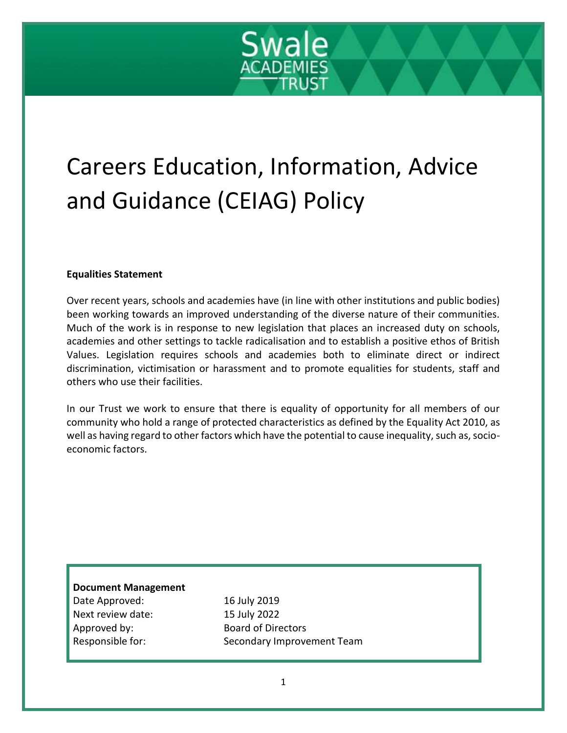Swale ACADEMIES TRUST

# Careers Education, Information, Advice and Guidance (CEIAG) Policy

**Equalities Statement**

Over recent years, schools and academies have (in line with other institutions and public bodies) been working towards an improved understanding of the diverse nature of their communities. Much of the work is in response to new legislation that places an increased duty on schools, academies and other settings to tackle radicalisation and to establish a positive ethos of British Values. Legislation requires schools and academies both to eliminate direct or indirect discrimination, victimisation or harassment and to promote equalities for students, staff and others who use their facilities.

In our Trust we work to ensure that there is equality of opportunity for all members of our community who hold a range of protected characteristics as defined by the Equality Act 2010, as well as having regard to other factors which have the potential to cause inequality, such as, socio-economic factors.

**Document Management**

| | |
|---|---|
| Date Approved: | 16 July 2019 |
| Next review date: | 15 July 2022 |
| Approved by: | Board of Directors |
| Responsible for: | Secondary Improvement Team |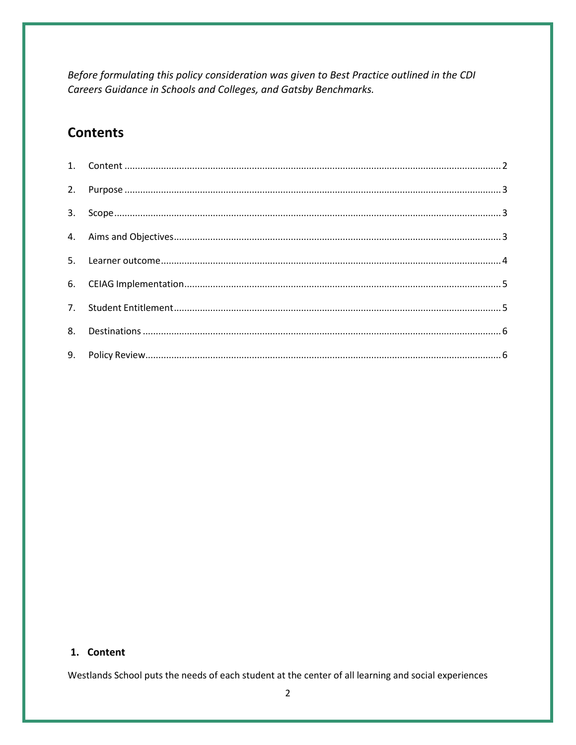*Before formulating this policy consideration was given to Best Practice outlined in the CDI Careers Guidance in Schools and Colleges, and Gatsby Benchmarks.*

## Contents

1. Content ........................................ 2
2. Purpose ........................................ 3
3. Scope ........................................ 3
4. Aims and Objectives ........................................ 3
5. Learner outcome ........................................ 4
6. CEIAG Implementation ........................................ 5
7. Student Entitlement ........................................ 5
8. Destinations ........................................ 6
9. Policy Review ........................................ 6

### 1. Content

Westlands School puts the needs of each student at the center of all learning and social experiences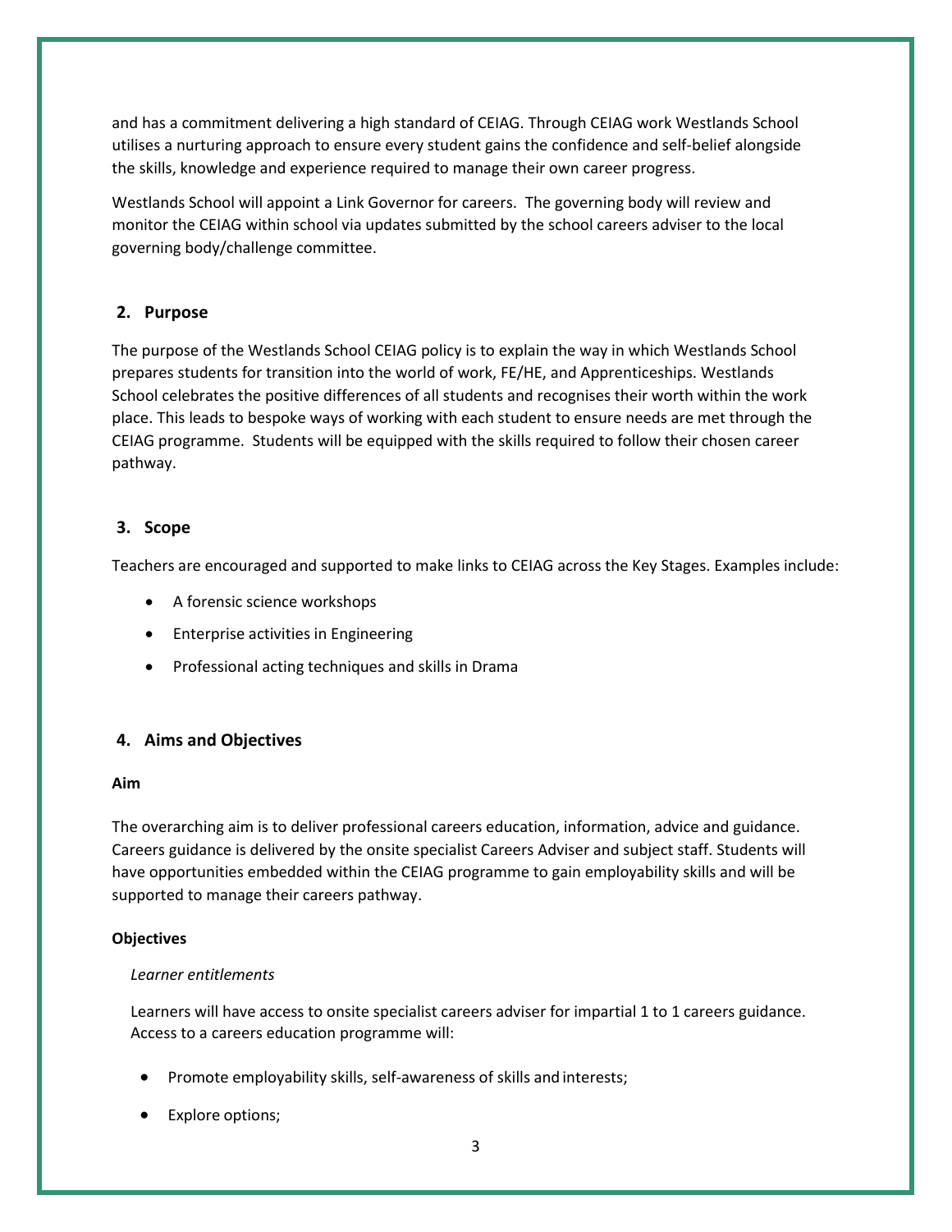and has a commitment delivering a high standard of CEIAG. Through CEIAG work Westlands School utilises a nurturing approach to ensure every student gains the confidence and self-belief alongside the skills, knowledge and experience required to manage their own career progress.

Westlands School will appoint a Link Governor for careers. The governing body will review and monitor the CEIAG within school via updates submitted by the school careers adviser to the local governing body/challenge committee.

## 2. Purpose

The purpose of the Westlands School CEIAG policy is to explain the way in which Westlands School prepares students for transition into the world of work, FE/HE, and Apprenticeships. Westlands School celebrates the positive differences of all students and recognises their worth within the work place. This leads to bespoke ways of working with each student to ensure needs are met through the CEIAG programme. Students will be equipped with the skills required to follow their chosen career pathway.

## 3. Scope

Teachers are encouraged and supported to make links to CEIAG across the Key Stages. Examples include:

- A forensic science workshops
- Enterprise activities in Engineering
- Professional acting techniques and skills in Drama

## 4. Aims and Objectives

**Aim**

The overarching aim is to deliver professional careers education, information, advice and guidance. Careers guidance is delivered by the onsite specialist Careers Adviser and subject staff. Students will have opportunities embedded within the CEIAG programme to gain employability skills and will be supported to manage their careers pathway.

**Objectives**

*Learner entitlements*

Learners will have access to onsite specialist careers adviser for impartial 1 to 1 careers guidance. Access to a careers education programme will:

- Promote employability skills, self-awareness of skills and interests;
- Explore options;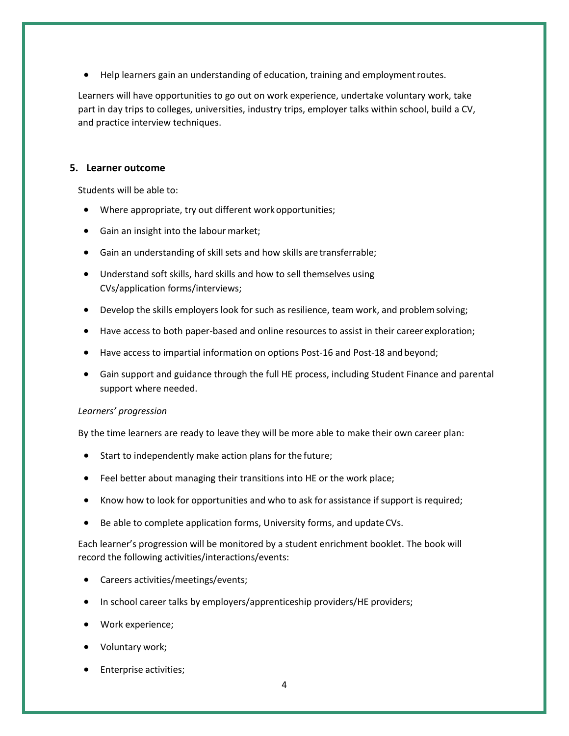- Help learners gain an understanding of education, training and employment routes.

Learners will have opportunities to go out on work experience, undertake voluntary work, take part in day trips to colleges, universities, industry trips, employer talks within school, build a CV, and practice interview techniques.

## 5. Learner outcome

Students will be able to:

- Where appropriate, try out different work opportunities;
- Gain an insight into the labour market;
- Gain an understanding of skill sets and how skills are transferrable;
- Understand soft skills, hard skills and how to sell themselves using CVs/application forms/interviews;
- Develop the skills employers look for such as resilience, team work, and problem solving;
- Have access to both paper-based and online resources to assist in their career exploration;
- Have access to impartial information on options Post-16 and Post-18 and beyond;
- Gain support and guidance through the full HE process, including Student Finance and parental support where needed.

*Learners' progression*

By the time learners are ready to leave they will be more able to make their own career plan:

- Start to independently make action plans for the future;
- Feel better about managing their transitions into HE or the work place;
- Know how to look for opportunities and who to ask for assistance if support is required;
- Be able to complete application forms, University forms, and update CVs.

Each learner's progression will be monitored by a student enrichment booklet. The book will record the following activities/interactions/events:

- Careers activities/meetings/events;
- In school career talks by employers/apprenticeship providers/HE providers;
- Work experience;
- Voluntary work;
- Enterprise activities;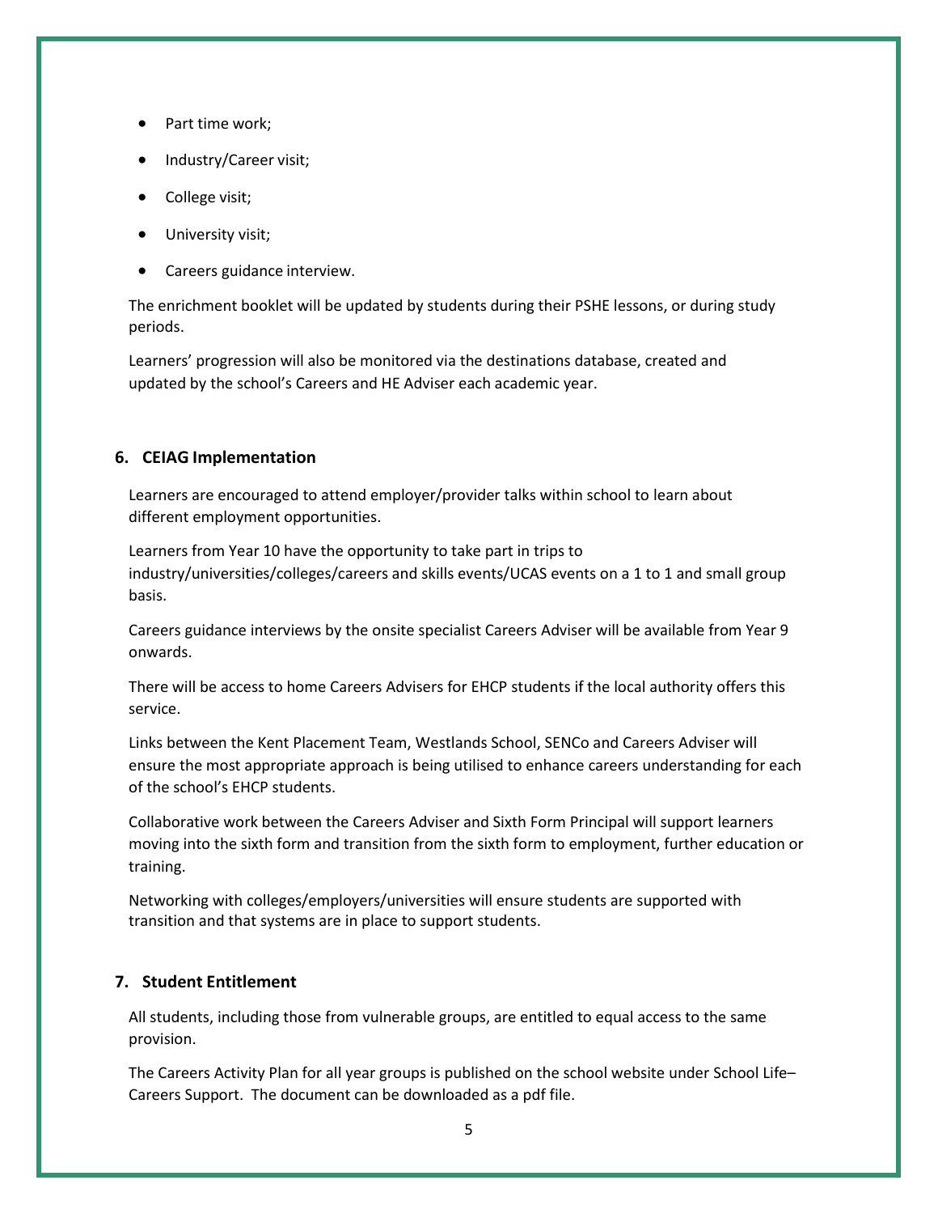- Part time work;
- Industry/Career visit;
- College visit;
- University visit;
- Careers guidance interview.

The enrichment booklet will be updated by students during their PSHE lessons, or during study periods.

Learners' progression will also be monitored via the destinations database, created and updated by the school's Careers and HE Adviser each academic year.

## 6. CEIAG Implementation

Learners are encouraged to attend employer/provider talks within school to learn about different employment opportunities.

Learners from Year 10 have the opportunity to take part in trips to industry/universities/colleges/careers and skills events/UCAS events on a 1 to 1 and small group basis.

Careers guidance interviews by the onsite specialist Careers Adviser will be available from Year 9 onwards.

There will be access to home Careers Advisers for EHCP students if the local authority offers this service.

Links between the Kent Placement Team, Westlands School, SENCo and Careers Adviser will ensure the most appropriate approach is being utilised to enhance careers understanding for each of the school's EHCP students.

Collaborative work between the Careers Adviser and Sixth Form Principal will support learners moving into the sixth form and transition from the sixth form to employment, further education or training.

Networking with colleges/employers/universities will ensure students are supported with transition and that systems are in place to support students.

## 7. Student Entitlement

All students, including those from vulnerable groups, are entitled to equal access to the same provision.

The Careers Activity Plan for all year groups is published on the school website under School Life–Careers Support. The document can be downloaded as a pdf file.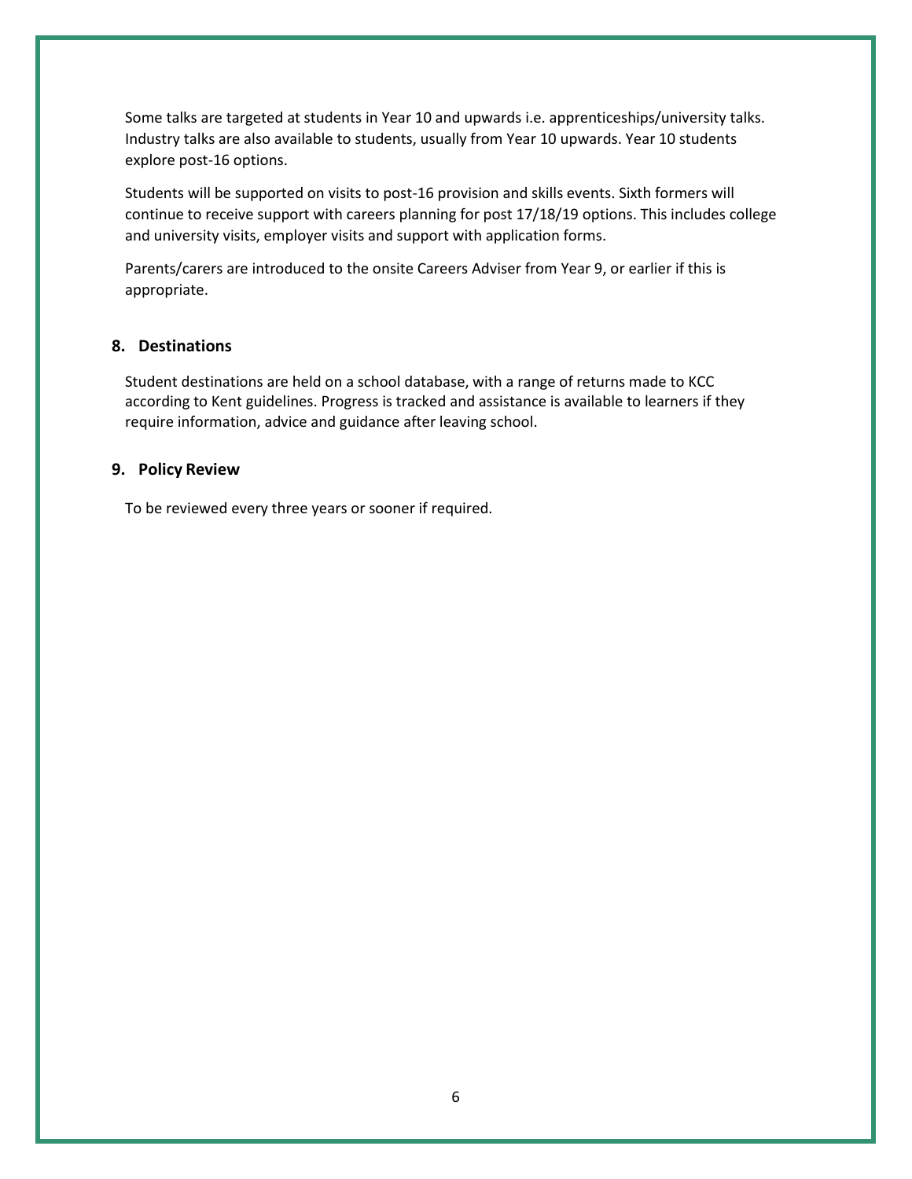Some talks are targeted at students in Year 10 and upwards i.e. apprenticeships/university talks. Industry talks are also available to students, usually from Year 10 upwards. Year 10 students explore post-16 options.

Students will be supported on visits to post-16 provision and skills events. Sixth formers will continue to receive support with careers planning for post 17/18/19 options. This includes college and university visits, employer visits and support with application forms.

Parents/carers are introduced to the onsite Careers Adviser from Year 9, or earlier if this is appropriate.

## 8. Destinations

Student destinations are held on a school database, with a range of returns made to KCC according to Kent guidelines. Progress is tracked and assistance is available to learners if they require information, advice and guidance after leaving school.

## 9. Policy Review

To be reviewed every three years or sooner if required.